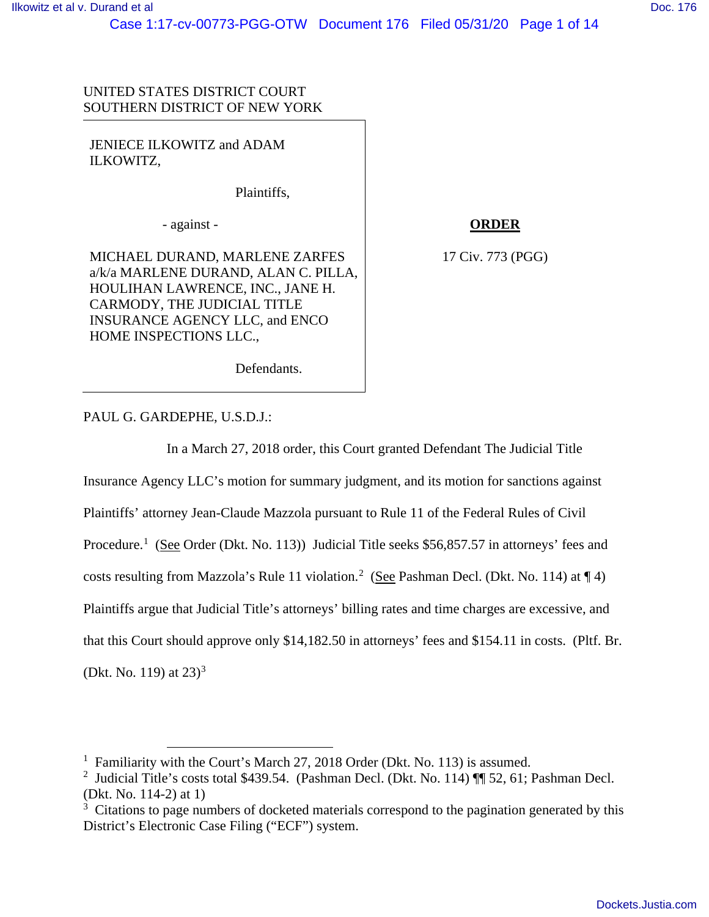UNITED STATES DISTRICT COURT
SOUTHERN DISTRICT OF NEW YORK

JENIECE ILKOWITZ and ADAM ILKOWITZ,

Plaintiffs,

\- against -

MICHAEL DURAND, MARLENE ZARFES a/k/a MARLENE DURAND, ALAN C. PILLA, HOULIHAN LAWRENCE, INC., JANE H. CARMODY, THE JUDICIAL TITLE INSURANCE AGENCY LLC, and ENCO HOME INSPECTIONS LLC.,

Defendants.

**ORDER**

17 Civ. 773 (PGG)

PAUL G. GARDEPHE, U.S.D.J.:

In a March 27, 2018 order, this Court granted Defendant The Judicial Title Insurance Agency LLC's motion for summary judgment, and its motion for sanctions against Plaintiffs' attorney Jean-Claude Mazzola pursuant to Rule 11 of the Federal Rules of Civil Procedure.[1] (See Order (Dkt. No. 113)) Judicial Title seeks $56,857.57 in attorneys' fees and costs resulting from Mazzola's Rule 11 violation.[2] (See Pashman Decl. (Dkt. No. 114) at ¶ 4) Plaintiffs argue that Judicial Title's attorneys' billing rates and time charges are excessive, and that this Court should approve only $14,182.50 in attorneys' fees and $154.11 in costs. (Pltf. Br. (Dkt. No. 119) at 23)[3]

---

[1] Familiarity with the Court's March 27, 2018 Order (Dkt. No. 113) is assumed.

[2] Judicial Title's costs total $439.54. (Pashman Decl. (Dkt. No. 114) ¶¶ 52, 61; Pashman Decl. (Dkt. No. 114-2) at 1)

[3] Citations to page numbers of docketed materials correspond to the pagination generated by this District's Electronic Case Filing ("ECF") system.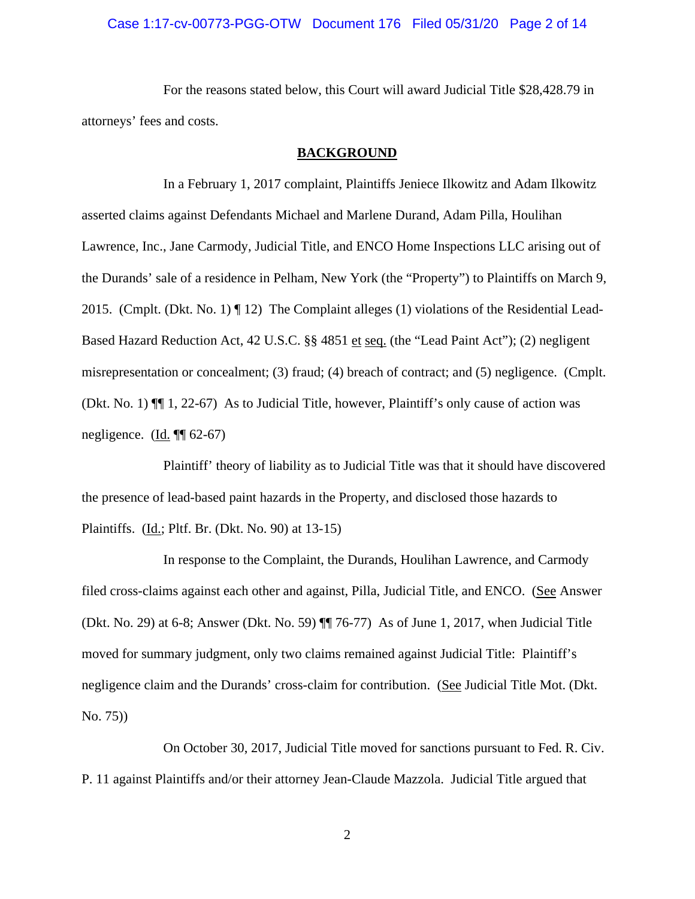For the reasons stated below, this Court will award Judicial Title $28,428.79 in attorneys' fees and costs.

## BACKGROUND

In a February 1, 2017 complaint, Plaintiffs Jeniece Ilkowitz and Adam Ilkowitz asserted claims against Defendants Michael and Marlene Durand, Adam Pilla, Houlihan Lawrence, Inc., Jane Carmody, Judicial Title, and ENCO Home Inspections LLC arising out of the Durands' sale of a residence in Pelham, New York (the "Property") to Plaintiffs on March 9, 2015. (Cmplt. (Dkt. No. 1) ¶ 12) The Complaint alleges (1) violations of the Residential Lead-Based Hazard Reduction Act, 42 U.S.C. §§ 4851 et seq. (the "Lead Paint Act"); (2) negligent misrepresentation or concealment; (3) fraud; (4) breach of contract; and (5) negligence. (Cmplt. (Dkt. No. 1) ¶¶ 1, 22-67) As to Judicial Title, however, Plaintiff's only cause of action was negligence. (Id. ¶¶ 62-67)

Plaintiff' theory of liability as to Judicial Title was that it should have discovered the presence of lead-based paint hazards in the Property, and disclosed those hazards to Plaintiffs. (Id.; Pltf. Br. (Dkt. No. 90) at 13-15)

In response to the Complaint, the Durands, Houlihan Lawrence, and Carmody filed cross-claims against each other and against, Pilla, Judicial Title, and ENCO. (See Answer (Dkt. No. 29) at 6-8; Answer (Dkt. No. 59) ¶¶ 76-77) As of June 1, 2017, when Judicial Title moved for summary judgment, only two claims remained against Judicial Title: Plaintiff's negligence claim and the Durands' cross-claim for contribution. (See Judicial Title Mot. (Dkt. No. 75))

On October 30, 2017, Judicial Title moved for sanctions pursuant to Fed. R. Civ. P. 11 against Plaintiffs and/or their attorney Jean-Claude Mazzola. Judicial Title argued that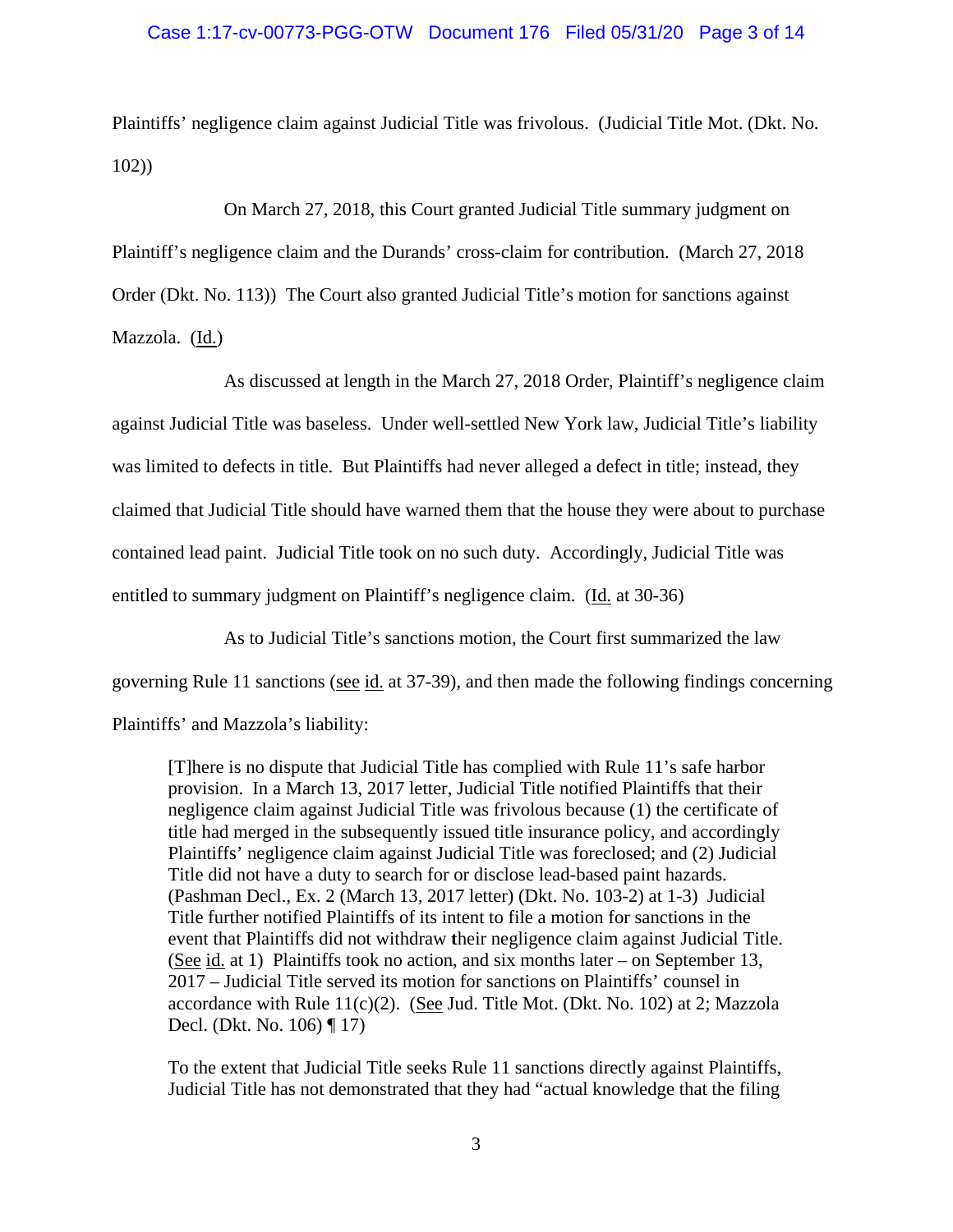Plaintiffs' negligence claim against Judicial Title was frivolous. (Judicial Title Mot. (Dkt. No. 102))

On March 27, 2018, this Court granted Judicial Title summary judgment on Plaintiff's negligence claim and the Durands' cross-claim for contribution. (March 27, 2018 Order (Dkt. No. 113)) The Court also granted Judicial Title's motion for sanctions against Mazzola. (Id.)

As discussed at length in the March 27, 2018 Order, Plaintiff's negligence claim against Judicial Title was baseless. Under well-settled New York law, Judicial Title's liability was limited to defects in title. But Plaintiffs had never alleged a defect in title; instead, they claimed that Judicial Title should have warned them that the house they were about to purchase contained lead paint. Judicial Title took on no such duty. Accordingly, Judicial Title was entitled to summary judgment on Plaintiff's negligence claim. (Id. at 30-36)

As to Judicial Title's sanctions motion, the Court first summarized the law governing Rule 11 sanctions (see id. at 37-39), and then made the following findings concerning Plaintiffs' and Mazzola's liability:

> [T]here is no dispute that Judicial Title has complied with Rule 11's safe harbor provision. In a March 13, 2017 letter, Judicial Title notified Plaintiffs that their negligence claim against Judicial Title was frivolous because (1) the certificate of title had merged in the subsequently issued title insurance policy, and accordingly Plaintiffs' negligence claim against Judicial Title was foreclosed; and (2) Judicial Title did not have a duty to search for or disclose lead-based paint hazards. (Pashman Decl., Ex. 2 (March 13, 2017 letter) (Dkt. No. 103-2) at 1-3) Judicial Title further notified Plaintiffs of its intent to file a motion for sanctions in the event that Plaintiffs did not withdraw their negligence claim against Judicial Title. (See id. at 1) Plaintiffs took no action, and six months later – on September 13, 2017 – Judicial Title served its motion for sanctions on Plaintiffs' counsel in accordance with Rule 11(c)(2). (See Jud. Title Mot. (Dkt. No. 102) at 2; Mazzola Decl. (Dkt. No. 106) ¶ 17)
>
> To the extent that Judicial Title seeks Rule 11 sanctions directly against Plaintiffs, Judicial Title has not demonstrated that they had "actual knowledge that the filing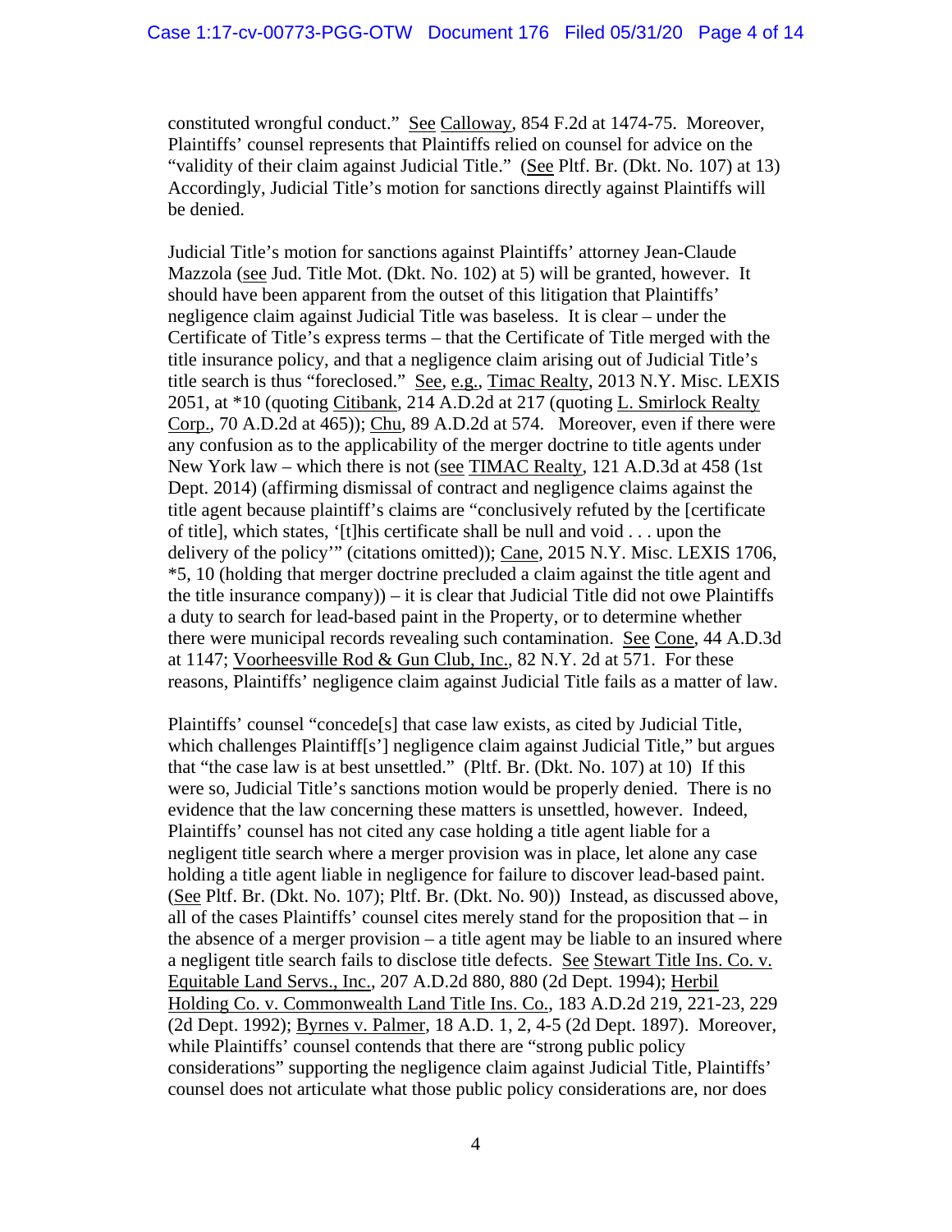constituted wrongful conduct." See Calloway, 854 F.2d at 1474-75. Moreover, Plaintiffs' counsel represents that Plaintiffs relied on counsel for advice on the "validity of their claim against Judicial Title." (See Pltf. Br. (Dkt. No. 107) at 13) Accordingly, Judicial Title's motion for sanctions directly against Plaintiffs will be denied.

Judicial Title's motion for sanctions against Plaintiffs' attorney Jean-Claude Mazzola (see Jud. Title Mot. (Dkt. No. 102) at 5) will be granted, however. It should have been apparent from the outset of this litigation that Plaintiffs' negligence claim against Judicial Title was baseless. It is clear – under the Certificate of Title's express terms – that the Certificate of Title merged with the title insurance policy, and that a negligence claim arising out of Judicial Title's title search is thus "foreclosed." See, e.g., Timac Realty, 2013 N.Y. Misc. LEXIS 2051, at *10 (quoting Citibank, 214 A.D.2d at 217 (quoting L. Smirlock Realty Corp., 70 A.D.2d at 465)); Chu, 89 A.D.2d at 574. Moreover, even if there were any confusion as to the applicability of the merger doctrine to title agents under New York law – which there is not (see TIMAC Realty, 121 A.D.3d at 458 (1st Dept. 2014) (affirming dismissal of contract and negligence claims against the title agent because plaintiff's claims are "conclusively refuted by the [certificate of title], which states, '[t]his certificate shall be null and void . . . upon the delivery of the policy'" (citations omitted)); Cane, 2015 N.Y. Misc. LEXIS 1706, *5, 10 (holding that merger doctrine precluded a claim against the title agent and the title insurance company)) – it is clear that Judicial Title did not owe Plaintiffs a duty to search for lead-based paint in the Property, or to determine whether there were municipal records revealing such contamination. See Cone, 44 A.D.3d at 1147; Voorheesville Rod & Gun Club, Inc., 82 N.Y. 2d at 571. For these reasons, Plaintiffs' negligence claim against Judicial Title fails as a matter of law.

Plaintiffs' counsel "concede[s] that case law exists, as cited by Judicial Title, which challenges Plaintiff[s'] negligence claim against Judicial Title," but argues that "the case law is at best unsettled." (Pltf. Br. (Dkt. No. 107) at 10) If this were so, Judicial Title's sanctions motion would be properly denied. There is no evidence that the law concerning these matters is unsettled, however. Indeed, Plaintiffs' counsel has not cited any case holding a title agent liable for a negligent title search where a merger provision was in place, let alone any case holding a title agent liable in negligence for failure to discover lead-based paint. (See Pltf. Br. (Dkt. No. 107); Pltf. Br. (Dkt. No. 90)) Instead, as discussed above, all of the cases Plaintiffs' counsel cites merely stand for the proposition that – in the absence of a merger provision – a title agent may be liable to an insured where a negligent title search fails to disclose title defects. See Stewart Title Ins. Co. v. Equitable Land Servs., Inc., 207 A.D.2d 880, 880 (2d Dept. 1994); Herbil Holding Co. v. Commonwealth Land Title Ins. Co., 183 A.D.2d 219, 221-23, 229 (2d Dept. 1992); Byrnes v. Palmer, 18 A.D. 1, 2, 4-5 (2d Dept. 1897). Moreover, while Plaintiffs' counsel contends that there are "strong public policy considerations" supporting the negligence claim against Judicial Title, Plaintiffs' counsel does not articulate what those public policy considerations are, nor does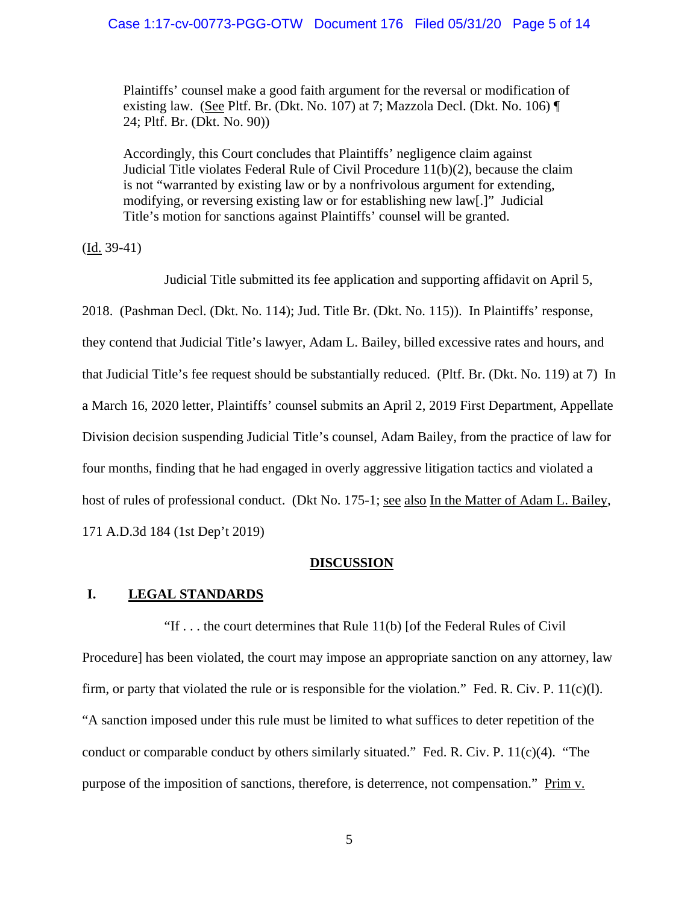> Plaintiffs' counsel make a good faith argument for the reversal or modification of existing law. (See Pltf. Br. (Dkt. No. 107) at 7; Mazzola Decl. (Dkt. No. 106) ¶ 24; Pltf. Br. (Dkt. No. 90))
>
> Accordingly, this Court concludes that Plaintiffs' negligence claim against Judicial Title violates Federal Rule of Civil Procedure 11(b)(2), because the claim is not "warranted by existing law or by a nonfrivolous argument for extending, modifying, or reversing existing law or for establishing new law[.]" Judicial Title's motion for sanctions against Plaintiffs' counsel will be granted.

(Id. 39-41)

Judicial Title submitted its fee application and supporting affidavit on April 5, 2018. (Pashman Decl. (Dkt. No. 114); Jud. Title Br. (Dkt. No. 115)). In Plaintiffs' response, they contend that Judicial Title's lawyer, Adam L. Bailey, billed excessive rates and hours, and that Judicial Title's fee request should be substantially reduced. (Pltf. Br. (Dkt. No. 119) at 7) In a March 16, 2020 letter, Plaintiffs' counsel submits an April 2, 2019 First Department, Appellate Division decision suspending Judicial Title's counsel, Adam Bailey, from the practice of law for four months, finding that he had engaged in overly aggressive litigation tactics and violated a host of rules of professional conduct. (Dkt No. 175-1; see also In the Matter of Adam L. Bailey, 171 A.D.3d 184 (1st Dep't 2019)

## DISCUSSION

### I. LEGAL STANDARDS

"If . . . the court determines that Rule 11(b) [of the Federal Rules of Civil Procedure] has been violated, the court may impose an appropriate sanction on any attorney, law firm, or party that violated the rule or is responsible for the violation." Fed. R. Civ. P. 11(c)(l). "A sanction imposed under this rule must be limited to what suffices to deter repetition of the conduct or comparable conduct by others similarly situated." Fed. R. Civ. P. 11(c)(4). "The purpose of the imposition of sanctions, therefore, is deterrence, not compensation." Prim v.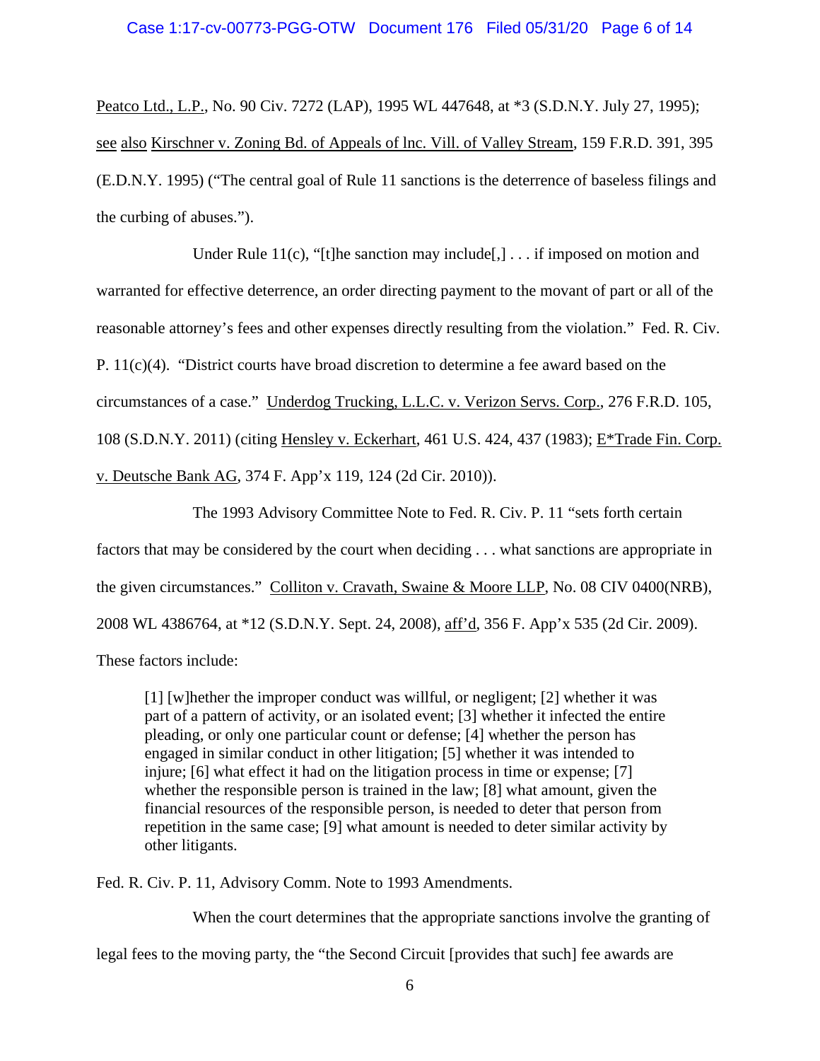Peatco Ltd., L.P., No. 90 Civ. 7272 (LAP), 1995 WL 447648, at *3 (S.D.N.Y. July 27, 1995); see also Kirschner v. Zoning Bd. of Appeals of lnc. Vill. of Valley Stream, 159 F.R.D. 391, 395 (E.D.N.Y. 1995) ("The central goal of Rule 11 sanctions is the deterrence of baseless filings and the curbing of abuses.").

Under Rule 11(c), "[t]he sanction may include[,] . . . if imposed on motion and warranted for effective deterrence, an order directing payment to the movant of part or all of the reasonable attorney's fees and other expenses directly resulting from the violation." Fed. R. Civ. P. 11(c)(4). "District courts have broad discretion to determine a fee award based on the circumstances of a case." Underdog Trucking, L.L.C. v. Verizon Servs. Corp., 276 F.R.D. 105, 108 (S.D.N.Y. 2011) (citing Hensley v. Eckerhart, 461 U.S. 424, 437 (1983); E*Trade Fin. Corp. v. Deutsche Bank AG, 374 F. App'x 119, 124 (2d Cir. 2010)).

The 1993 Advisory Committee Note to Fed. R. Civ. P. 11 "sets forth certain factors that may be considered by the court when deciding . . . what sanctions are appropriate in the given circumstances." Colliton v. Cravath, Swaine & Moore LLP, No. 08 CIV 0400(NRB), 2008 WL 4386764, at *12 (S.D.N.Y. Sept. 24, 2008), aff'd, 356 F. App'x 535 (2d Cir. 2009). These factors include:

> [1] [w]hether the improper conduct was willful, or negligent; [2] whether it was part of a pattern of activity, or an isolated event; [3] whether it infected the entire pleading, or only one particular count or defense; [4] whether the person has engaged in similar conduct in other litigation; [5] whether it was intended to injure; [6] what effect it had on the litigation process in time or expense; [7] whether the responsible person is trained in the law; [8] what amount, given the financial resources of the responsible person, is needed to deter that person from repetition in the same case; [9] what amount is needed to deter similar activity by other litigants.

Fed. R. Civ. P. 11, Advisory Comm. Note to 1993 Amendments.

When the court determines that the appropriate sanctions involve the granting of legal fees to the moving party, the "the Second Circuit [provides that such] fee awards are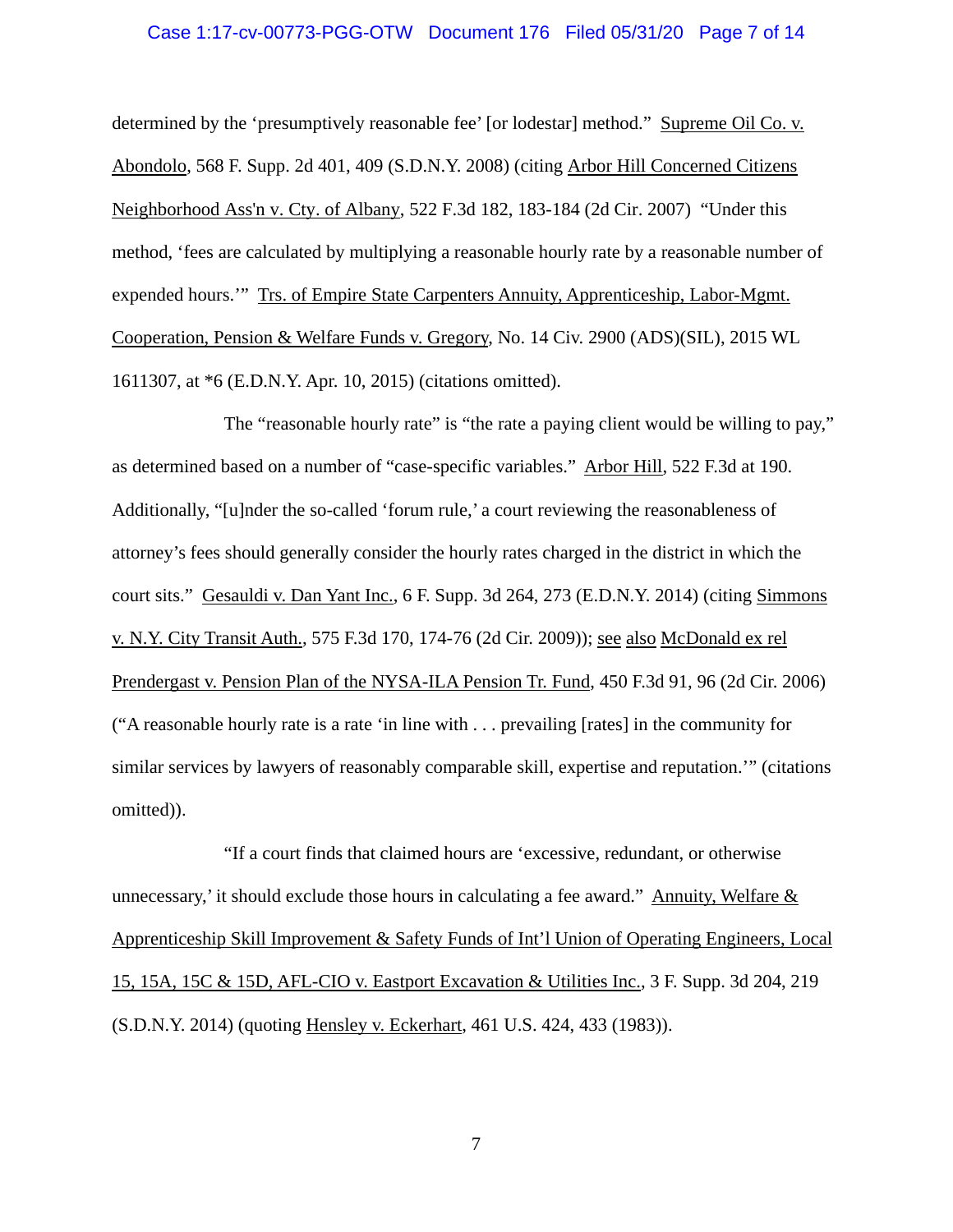determined by the 'presumptively reasonable fee' [or lodestar] method." Supreme Oil Co. v. Abondolo, 568 F. Supp. 2d 401, 409 (S.D.N.Y. 2008) (citing Arbor Hill Concerned Citizens Neighborhood Ass'n v. Cty. of Albany, 522 F.3d 182, 183-184 (2d Cir. 2007) "Under this method, 'fees are calculated by multiplying a reasonable hourly rate by a reasonable number of expended hours.'" Trs. of Empire State Carpenters Annuity, Apprenticeship, Labor-Mgmt. Cooperation, Pension & Welfare Funds v. Gregory, No. 14 Civ. 2900 (ADS)(SIL), 2015 WL 1611307, at *6 (E.D.N.Y. Apr. 10, 2015) (citations omitted).

The "reasonable hourly rate" is "the rate a paying client would be willing to pay," as determined based on a number of "case-specific variables." Arbor Hill, 522 F.3d at 190. Additionally, "[u]nder the so-called 'forum rule,' a court reviewing the reasonableness of attorney's fees should generally consider the hourly rates charged in the district in which the court sits." Gesauldi v. Dan Yant Inc., 6 F. Supp. 3d 264, 273 (E.D.N.Y. 2014) (citing Simmons v. N.Y. City Transit Auth., 575 F.3d 170, 174-76 (2d Cir. 2009)); see also McDonald ex rel Prendergast v. Pension Plan of the NYSA-ILA Pension Tr. Fund, 450 F.3d 91, 96 (2d Cir. 2006) ("A reasonable hourly rate is a rate 'in line with . . . prevailing [rates] in the community for similar services by lawyers of reasonably comparable skill, expertise and reputation.'" (citations omitted)).

"If a court finds that claimed hours are 'excessive, redundant, or otherwise unnecessary,' it should exclude those hours in calculating a fee award." Annuity, Welfare & Apprenticeship Skill Improvement & Safety Funds of Int'l Union of Operating Engineers, Local 15, 15A, 15C & 15D, AFL-CIO v. Eastport Excavation & Utilities Inc., 3 F. Supp. 3d 204, 219 (S.D.N.Y. 2014) (quoting Hensley v. Eckerhart, 461 U.S. 424, 433 (1983)).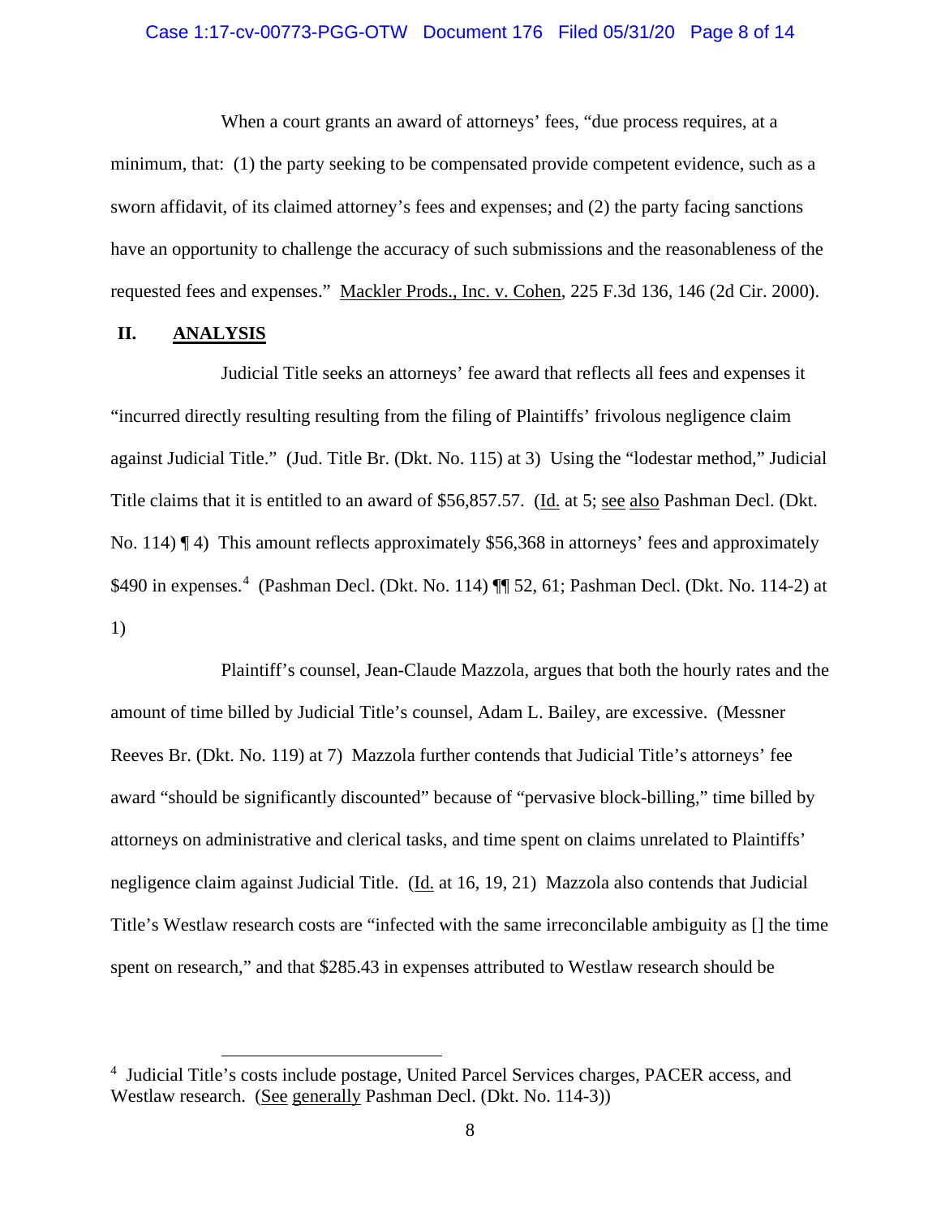When a court grants an award of attorneys' fees, "due process requires, at a minimum, that: (1) the party seeking to be compensated provide competent evidence, such as a sworn affidavit, of its claimed attorney's fees and expenses; and (2) the party facing sanctions have an opportunity to challenge the accuracy of such submissions and the reasonableness of the requested fees and expenses." Mackler Prods., Inc. v. Cohen, 225 F.3d 136, 146 (2d Cir. 2000).

## II. ANALYSIS

Judicial Title seeks an attorneys' fee award that reflects all fees and expenses it "incurred directly resulting resulting from the filing of Plaintiffs' frivolous negligence claim against Judicial Title." (Jud. Title Br. (Dkt. No. 115) at 3) Using the "lodestar method," Judicial Title claims that it is entitled to an award of $56,857.57. (Id. at 5; see also Pashman Decl. (Dkt. No. 114) ¶ 4) This amount reflects approximately $56,368 in attorneys' fees and approximately $490 in expenses.[4] (Pashman Decl. (Dkt. No. 114) ¶¶ 52, 61; Pashman Decl. (Dkt. No. 114-2) at 1)

Plaintiff's counsel, Jean-Claude Mazzola, argues that both the hourly rates and the amount of time billed by Judicial Title's counsel, Adam L. Bailey, are excessive. (Messner Reeves Br. (Dkt. No. 119) at 7) Mazzola further contends that Judicial Title's attorneys' fee award "should be significantly discounted" because of "pervasive block-billing," time billed by attorneys on administrative and clerical tasks, and time spent on claims unrelated to Plaintiffs' negligence claim against Judicial Title. (Id. at 16, 19, 21) Mazzola also contends that Judicial Title's Westlaw research costs are "infected with the same irreconcilable ambiguity as [] the time spent on research," and that $285.43 in expenses attributed to Westlaw research should be

[4] Judicial Title's costs include postage, United Parcel Services charges, PACER access, and Westlaw research. (See generally Pashman Decl. (Dkt. No. 114-3))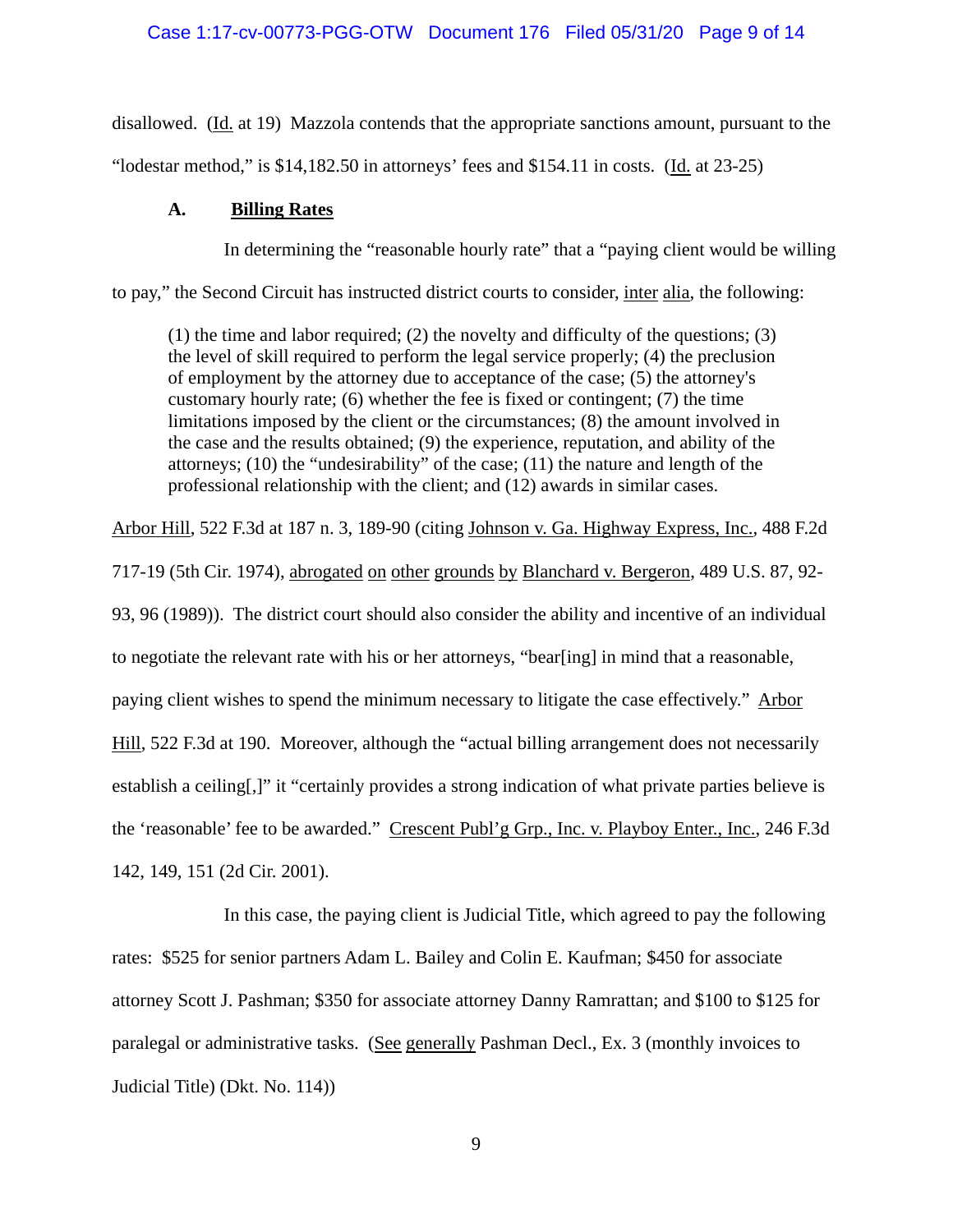disallowed. (Id. at 19) Mazzola contends that the appropriate sanctions amount, pursuant to the "lodestar method," is $14,182.50 in attorneys' fees and $154.11 in costs. (Id. at 23-25)

### A. **Billing Rates**

In determining the "reasonable hourly rate" that a "paying client would be willing to pay," the Second Circuit has instructed district courts to consider, inter alia, the following:

> (1) the time and labor required; (2) the novelty and difficulty of the questions; (3) the level of skill required to perform the legal service properly; (4) the preclusion of employment by the attorney due to acceptance of the case; (5) the attorney's customary hourly rate; (6) whether the fee is fixed or contingent; (7) the time limitations imposed by the client or the circumstances; (8) the amount involved in the case and the results obtained; (9) the experience, reputation, and ability of the attorneys; (10) the "undesirability" of the case; (11) the nature and length of the professional relationship with the client; and (12) awards in similar cases.

Arbor Hill, 522 F.3d at 187 n. 3, 189-90 (citing Johnson v. Ga. Highway Express, Inc., 488 F.2d 717-19 (5th Cir. 1974), abrogated on other grounds by Blanchard v. Bergeron, 489 U.S. 87, 92-93, 96 (1989)). The district court should also consider the ability and incentive of an individual to negotiate the relevant rate with his or her attorneys, "bear[ing] in mind that a reasonable, paying client wishes to spend the minimum necessary to litigate the case effectively." Arbor Hill, 522 F.3d at 190. Moreover, although the "actual billing arrangement does not necessarily establish a ceiling[,]" it "certainly provides a strong indication of what private parties believe is the 'reasonable' fee to be awarded." Crescent Publ'g Grp., Inc. v. Playboy Enter., Inc., 246 F.3d 142, 149, 151 (2d Cir. 2001).

In this case, the paying client is Judicial Title, which agreed to pay the following rates: $525 for senior partners Adam L. Bailey and Colin E. Kaufman; $450 for associate attorney Scott J. Pashman; $350 for associate attorney Danny Ramrattan; and $100 to $125 for paralegal or administrative tasks. (See generally Pashman Decl., Ex. 3 (monthly invoices to Judicial Title) (Dkt. No. 114))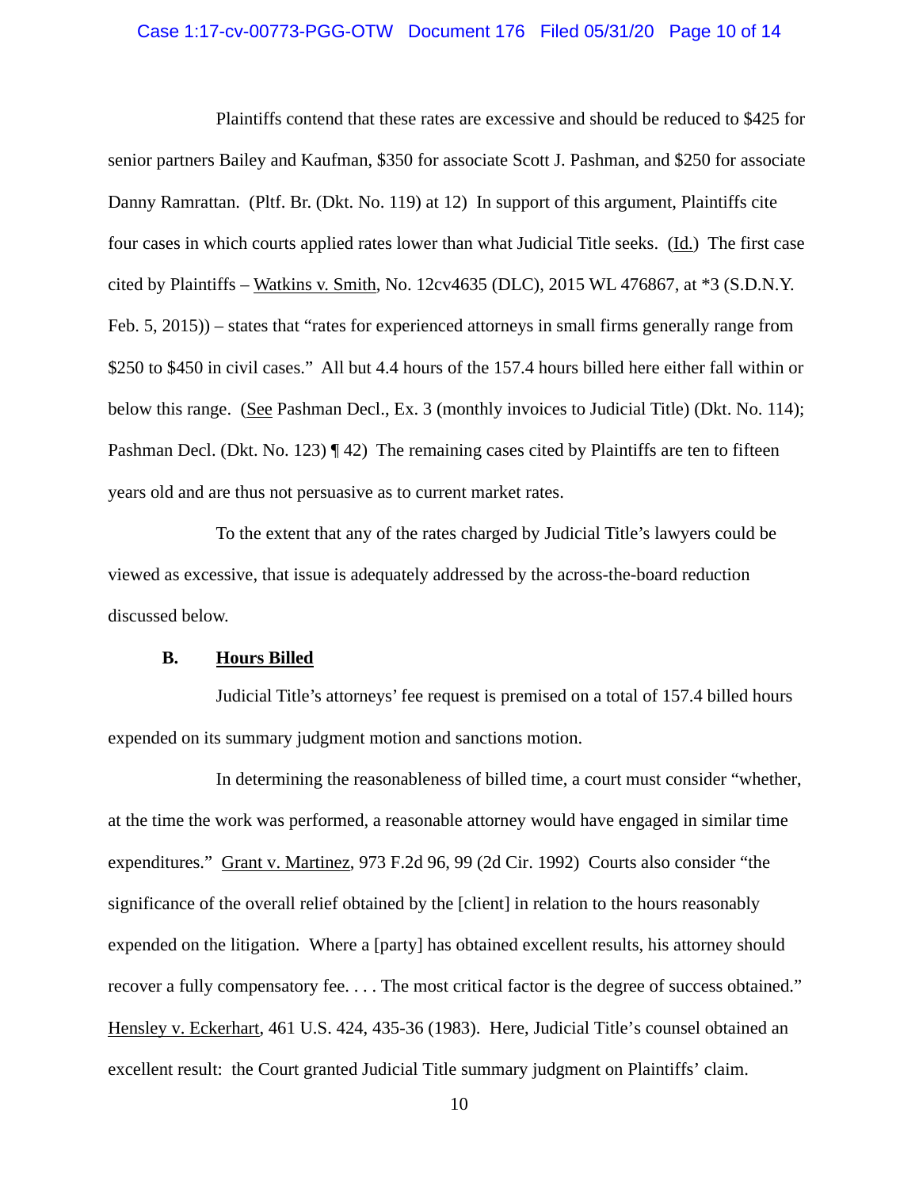Plaintiffs contend that these rates are excessive and should be reduced to $425 for senior partners Bailey and Kaufman, $350 for associate Scott J. Pashman, and $250 for associate Danny Ramrattan. (Pltf. Br. (Dkt. No. 119) at 12) In support of this argument, Plaintiffs cite four cases in which courts applied rates lower than what Judicial Title seeks. (Id.) The first case cited by Plaintiffs – Watkins v. Smith, No. 12cv4635 (DLC), 2015 WL 476867, at *3 (S.D.N.Y. Feb. 5, 2015)) – states that "rates for experienced attorneys in small firms generally range from $250 to $450 in civil cases." All but 4.4 hours of the 157.4 hours billed here either fall within or below this range. (See Pashman Decl., Ex. 3 (monthly invoices to Judicial Title) (Dkt. No. 114); Pashman Decl. (Dkt. No. 123) ¶ 42) The remaining cases cited by Plaintiffs are ten to fifteen years old and are thus not persuasive as to current market rates.

To the extent that any of the rates charged by Judicial Title's lawyers could be viewed as excessive, that issue is adequately addressed by the across-the-board reduction discussed below.

### B. Hours Billed

Judicial Title's attorneys' fee request is premised on a total of 157.4 billed hours expended on its summary judgment motion and sanctions motion.

In determining the reasonableness of billed time, a court must consider "whether, at the time the work was performed, a reasonable attorney would have engaged in similar time expenditures." Grant v. Martinez, 973 F.2d 96, 99 (2d Cir. 1992) Courts also consider "the significance of the overall relief obtained by the [client] in relation to the hours reasonably expended on the litigation. Where a [party] has obtained excellent results, his attorney should recover a fully compensatory fee. . . . The most critical factor is the degree of success obtained." Hensley v. Eckerhart, 461 U.S. 424, 435-36 (1983). Here, Judicial Title's counsel obtained an excellent result: the Court granted Judicial Title summary judgment on Plaintiffs' claim.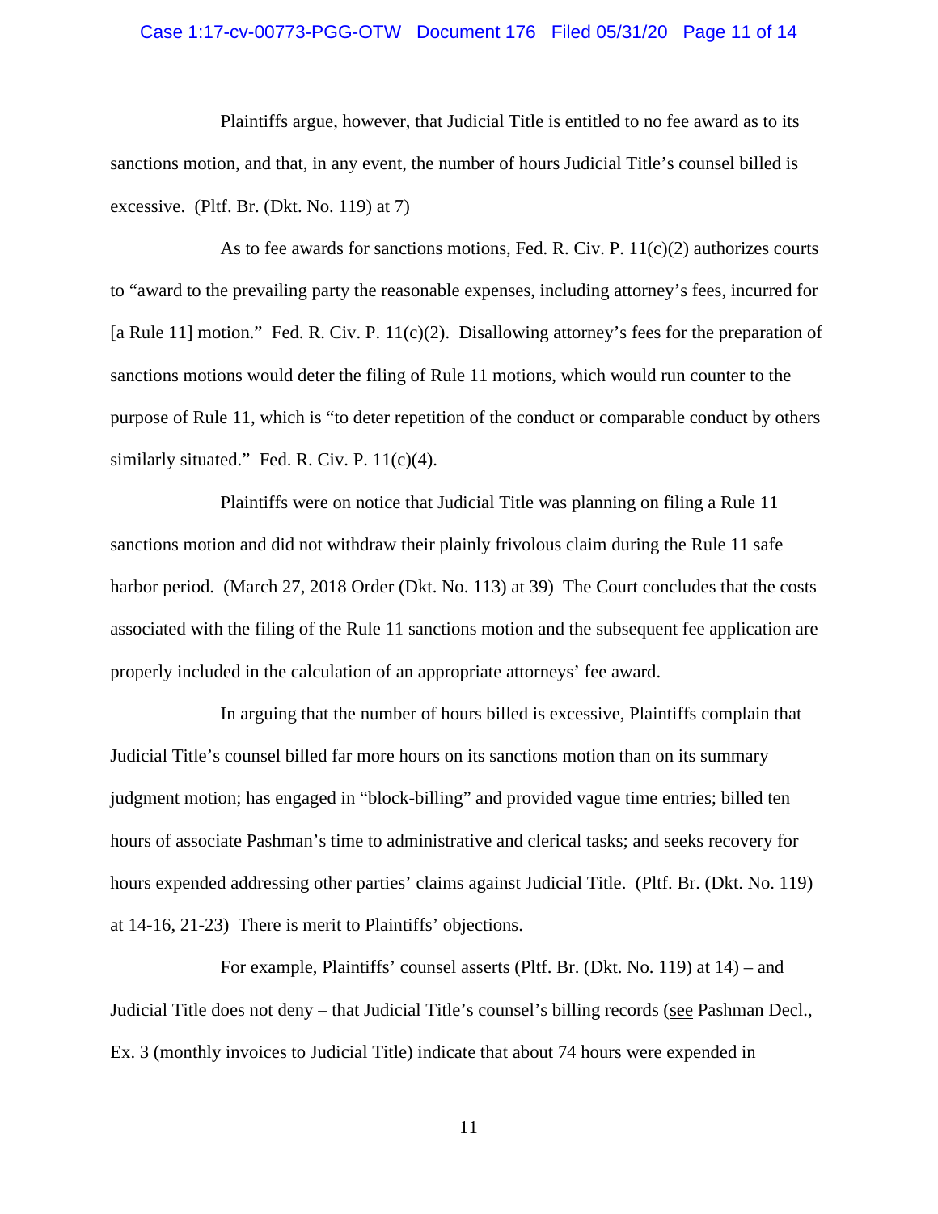Plaintiffs argue, however, that Judicial Title is entitled to no fee award as to its sanctions motion, and that, in any event, the number of hours Judicial Title's counsel billed is excessive. (Pltf. Br. (Dkt. No. 119) at 7)

As to fee awards for sanctions motions, Fed. R. Civ. P. 11(c)(2) authorizes courts to "award to the prevailing party the reasonable expenses, including attorney's fees, incurred for [a Rule 11] motion." Fed. R. Civ. P. 11(c)(2). Disallowing attorney's fees for the preparation of sanctions motions would deter the filing of Rule 11 motions, which would run counter to the purpose of Rule 11, which is "to deter repetition of the conduct or comparable conduct by others similarly situated." Fed. R. Civ. P. 11(c)(4).

Plaintiffs were on notice that Judicial Title was planning on filing a Rule 11 sanctions motion and did not withdraw their plainly frivolous claim during the Rule 11 safe harbor period. (March 27, 2018 Order (Dkt. No. 113) at 39) The Court concludes that the costs associated with the filing of the Rule 11 sanctions motion and the subsequent fee application are properly included in the calculation of an appropriate attorneys' fee award.

In arguing that the number of hours billed is excessive, Plaintiffs complain that Judicial Title's counsel billed far more hours on its sanctions motion than on its summary judgment motion; has engaged in "block-billing" and provided vague time entries; billed ten hours of associate Pashman's time to administrative and clerical tasks; and seeks recovery for hours expended addressing other parties' claims against Judicial Title. (Pltf. Br. (Dkt. No. 119) at 14-16, 21-23) There is merit to Plaintiffs' objections.

For example, Plaintiffs' counsel asserts (Pltf. Br. (Dkt. No. 119) at 14) – and Judicial Title does not deny – that Judicial Title's counsel's billing records (see Pashman Decl., Ex. 3 (monthly invoices to Judicial Title) indicate that about 74 hours were expended in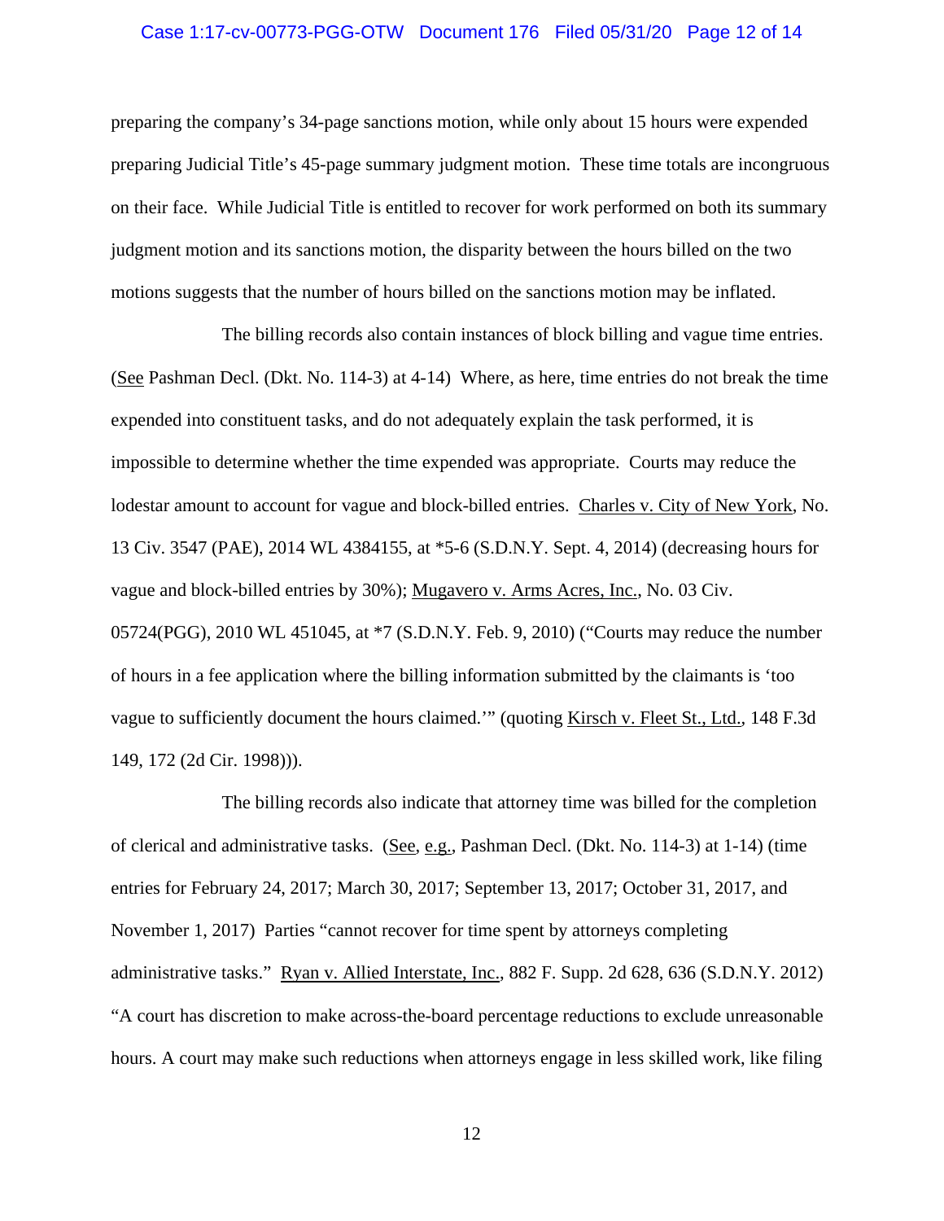preparing the company's 34-page sanctions motion, while only about 15 hours were expended preparing Judicial Title's 45-page summary judgment motion. These time totals are incongruous on their face. While Judicial Title is entitled to recover for work performed on both its summary judgment motion and its sanctions motion, the disparity between the hours billed on the two motions suggests that the number of hours billed on the sanctions motion may be inflated.

The billing records also contain instances of block billing and vague time entries. (See Pashman Decl. (Dkt. No. 114-3) at 4-14) Where, as here, time entries do not break the time expended into constituent tasks, and do not adequately explain the task performed, it is impossible to determine whether the time expended was appropriate. Courts may reduce the lodestar amount to account for vague and block-billed entries. Charles v. City of New York, No. 13 Civ. 3547 (PAE), 2014 WL 4384155, at *5-6 (S.D.N.Y. Sept. 4, 2014) (decreasing hours for vague and block-billed entries by 30%); Mugavero v. Arms Acres, Inc., No. 03 Civ. 05724(PGG), 2010 WL 451045, at *7 (S.D.N.Y. Feb. 9, 2010) ("Courts may reduce the number of hours in a fee application where the billing information submitted by the claimants is 'too vague to sufficiently document the hours claimed.'" (quoting Kirsch v. Fleet St., Ltd., 148 F.3d 149, 172 (2d Cir. 1998))).

The billing records also indicate that attorney time was billed for the completion of clerical and administrative tasks. (See, e.g., Pashman Decl. (Dkt. No. 114-3) at 1-14) (time entries for February 24, 2017; March 30, 2017; September 13, 2017; October 31, 2017, and November 1, 2017) Parties "cannot recover for time spent by attorneys completing administrative tasks." Ryan v. Allied Interstate, Inc., 882 F. Supp. 2d 628, 636 (S.D.N.Y. 2012) "A court has discretion to make across-the-board percentage reductions to exclude unreasonable hours. A court may make such reductions when attorneys engage in less skilled work, like filing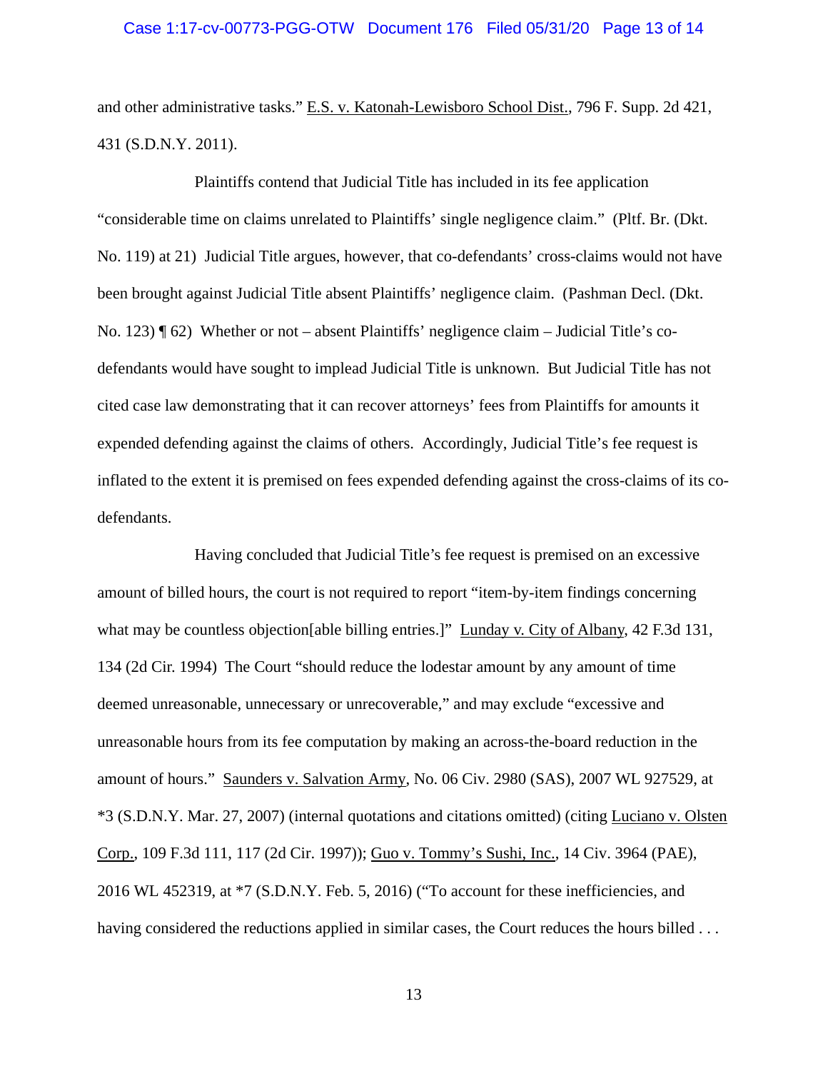and other administrative tasks." E.S. v. Katonah-Lewisboro School Dist., 796 F. Supp. 2d 421, 431 (S.D.N.Y. 2011).

Plaintiffs contend that Judicial Title has included in its fee application "considerable time on claims unrelated to Plaintiffs' single negligence claim." (Pltf. Br. (Dkt. No. 119) at 21) Judicial Title argues, however, that co-defendants' cross-claims would not have been brought against Judicial Title absent Plaintiffs' negligence claim. (Pashman Decl. (Dkt. No. 123) ¶ 62) Whether or not – absent Plaintiffs' negligence claim – Judicial Title's co-defendants would have sought to implead Judicial Title is unknown. But Judicial Title has not cited case law demonstrating that it can recover attorneys' fees from Plaintiffs for amounts it expended defending against the claims of others. Accordingly, Judicial Title's fee request is inflated to the extent it is premised on fees expended defending against the cross-claims of its co-defendants.

Having concluded that Judicial Title's fee request is premised on an excessive amount of billed hours, the court is not required to report "item-by-item findings concerning what may be countless objection[able billing entries.]" Lunday v. City of Albany, 42 F.3d 131, 134 (2d Cir. 1994) The Court "should reduce the lodestar amount by any amount of time deemed unreasonable, unnecessary or unrecoverable," and may exclude "excessive and unreasonable hours from its fee computation by making an across-the-board reduction in the amount of hours." Saunders v. Salvation Army, No. 06 Civ. 2980 (SAS), 2007 WL 927529, at *3 (S.D.N.Y. Mar. 27, 2007) (internal quotations and citations omitted) (citing Luciano v. Olsten Corp., 109 F.3d 111, 117 (2d Cir. 1997)); Guo v. Tommy's Sushi, Inc., 14 Civ. 3964 (PAE), 2016 WL 452319, at *7 (S.D.N.Y. Feb. 5, 2016) ("To account for these inefficiencies, and having considered the reductions applied in similar cases, the Court reduces the hours billed . . .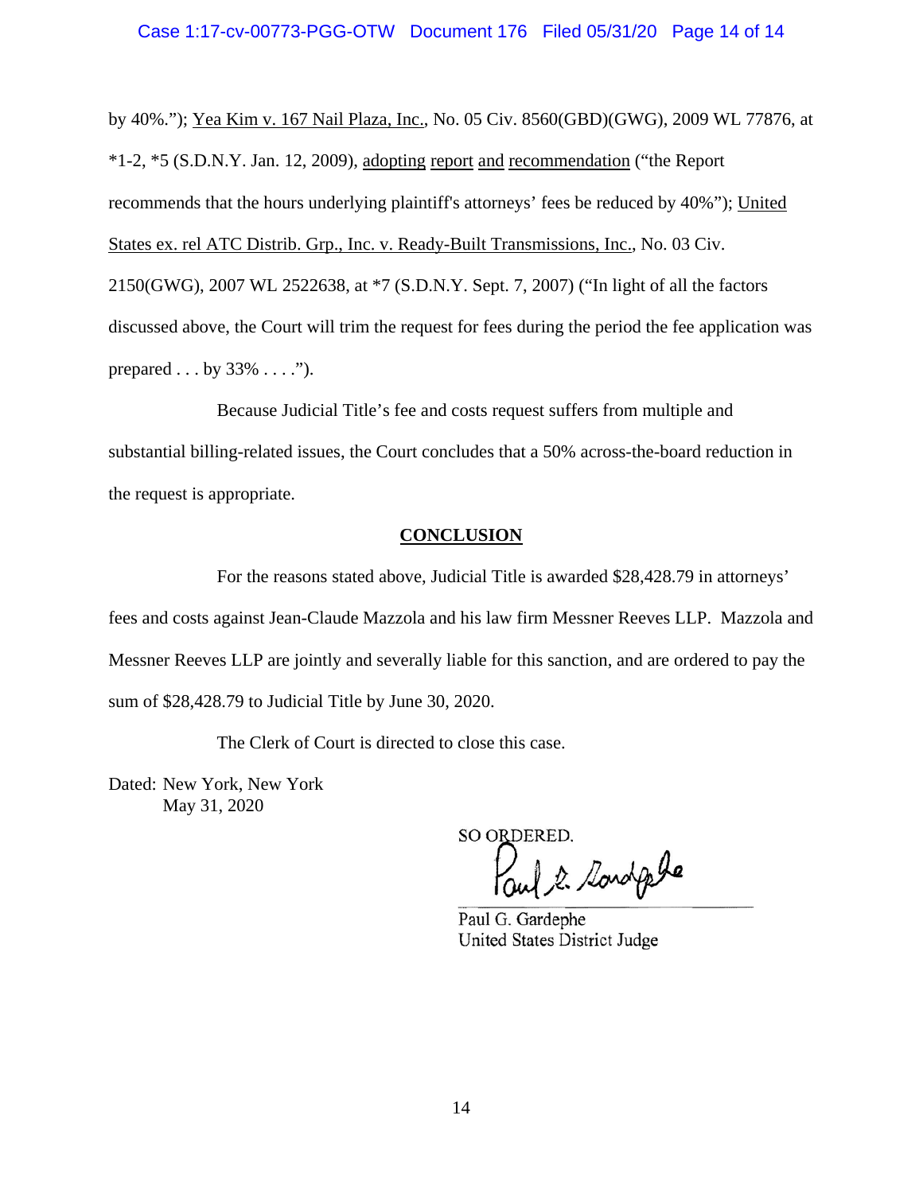by 40%."); Yea Kim v. 167 Nail Plaza, Inc., No. 05 Civ. 8560(GBD)(GWG), 2009 WL 77876, at *1-2, *5 (S.D.N.Y. Jan. 12, 2009), adopting report and recommendation ("the Report recommends that the hours underlying plaintiff's attorneys' fees be reduced by 40%"); United States ex. rel ATC Distrib. Grp., Inc. v. Ready-Built Transmissions, Inc., No. 03 Civ. 2150(GWG), 2007 WL 2522638, at *7 (S.D.N.Y. Sept. 7, 2007) ("In light of all the factors discussed above, the Court will trim the request for fees during the period the fee application was prepared . . . by 33% . . . .").

Because Judicial Title's fee and costs request suffers from multiple and substantial billing-related issues, the Court concludes that a 50% across-the-board reduction in the request is appropriate.

## CONCLUSION

For the reasons stated above, Judicial Title is awarded $28,428.79 in attorneys' fees and costs against Jean-Claude Mazzola and his law firm Messner Reeves LLP. Mazzola and Messner Reeves LLP are jointly and severally liable for this sanction, and are ordered to pay the sum of $28,428.79 to Judicial Title by June 30, 2020.

The Clerk of Court is directed to close this case.

Dated: New York, New York
May 31, 2020

SO ORDERED.

Paul G. Gardephe
United States District Judge